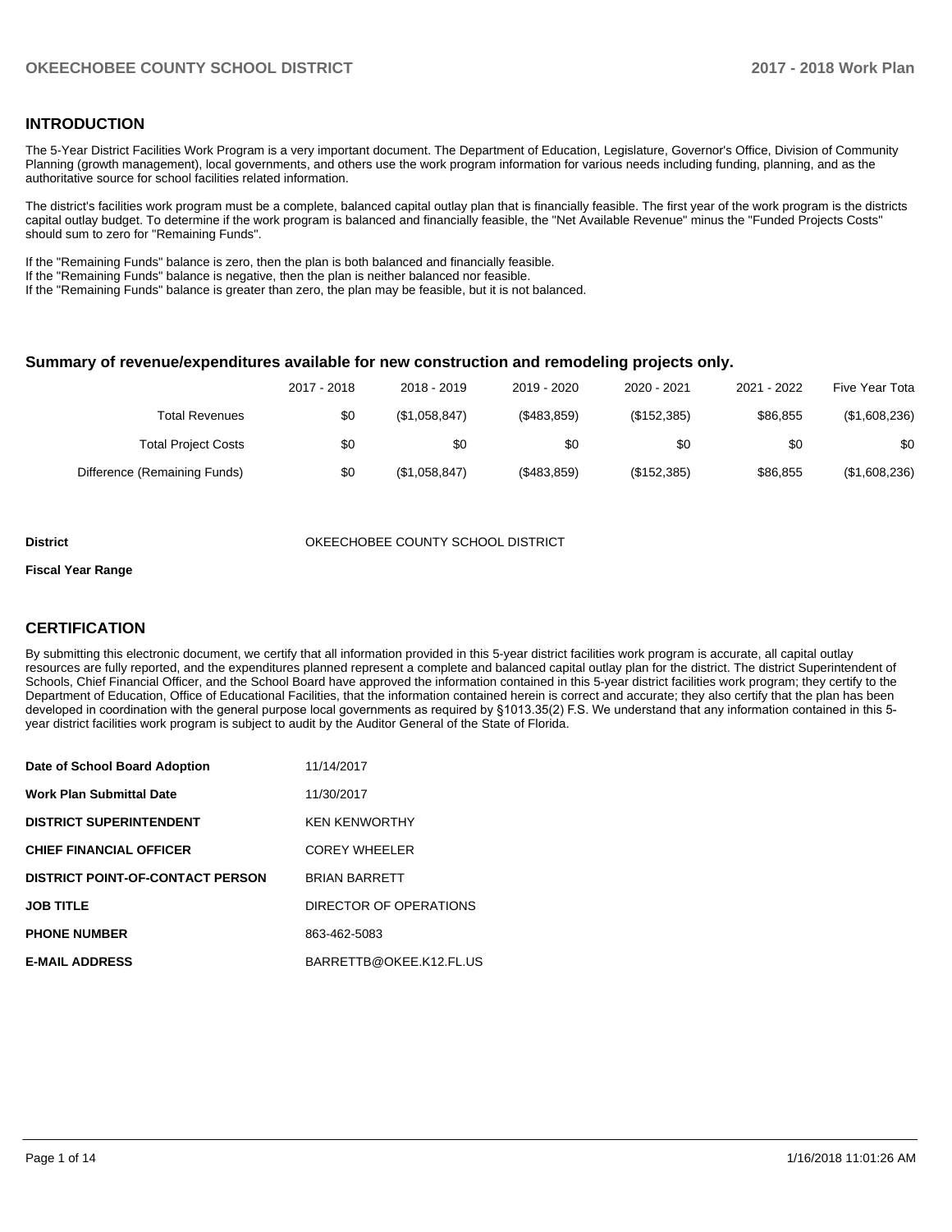## INTRODUCTION

The 5-Year District Facilities Work Program is a very important document. The Department of Education, Legislature, Governor's Office, Division of Community Planning (growth management), local governments, and others use the work program information for various needs including funding, planning, and as the authoritative source for school facilities related information.

The district's facilities work program must be a complete, balanced capital outlay plan that is financially feasible. The first year of the work program is the districts capital outlay budget. To determine if the work program is balanced and financially feasible, the "Net Available Revenue" minus the "Funded Projects Costs" should sum to zero for "Remaining Funds".

If the "Remaining Funds" balance is zero, then the plan is both balanced and financially feasible.
If the "Remaining Funds" balance is negative, then the plan is neither balanced nor feasible.
If the "Remaining Funds" balance is greater than zero, the plan may be feasible, but it is not balanced.

### Summary of revenue/expenditures available for new construction and remodeling projects only.

| | 2017 - 2018 | 2018 - 2019 | 2019 - 2020 | 2020 - 2021 | 2021 - 2022 | Five Year Tota |
|---|---|---|---|---|---|---|
| Total Revenues | $0 | ($1,058,847) | ($483,859) | ($152,385) | $86,855 | ($1,608,236) |
| Total Project Costs | $0 | $0 | $0 | $0 | $0 | $0 |
| Difference (Remaining Funds) | $0 | ($1,058,847) | ($483,859) | ($152,385) | $86,855 | ($1,608,236) |

**District** OKEECHOBEE COUNTY SCHOOL DISTRICT

**Fiscal Year Range**

## CERTIFICATION

By submitting this electronic document, we certify that all information provided in this 5-year district facilities work program is accurate, all capital outlay resources are fully reported, and the expenditures planned represent a complete and balanced capital outlay plan for the district. The district Superintendent of Schools, Chief Financial Officer, and the School Board have approved the information contained in this 5-year district facilities work program; they certify to the Department of Education, Office of Educational Facilities, that the information contained herein is correct and accurate; they also certify that the plan has been developed in coordination with the general purpose local governments as required by §1013.35(2) F.S. We understand that any information contained in this 5-year district facilities work program is subject to audit by the Auditor General of the State of Florida.

| | |
|---|---|
| **Date of School Board Adoption** | 11/14/2017 |
| **Work Plan Submittal Date** | 11/30/2017 |
| **DISTRICT SUPERINTENDENT** | KEN KENWORTHY |
| **CHIEF FINANCIAL OFFICER** | COREY WHEELER |
| **DISTRICT POINT-OF-CONTACT PERSON** | BRIAN BARRETT |
| **JOB TITLE** | DIRECTOR OF OPERATIONS |
| **PHONE NUMBER** | 863-462-5083 |
| **E-MAIL ADDRESS** | BARRETTB@OKEE.K12.FL.US |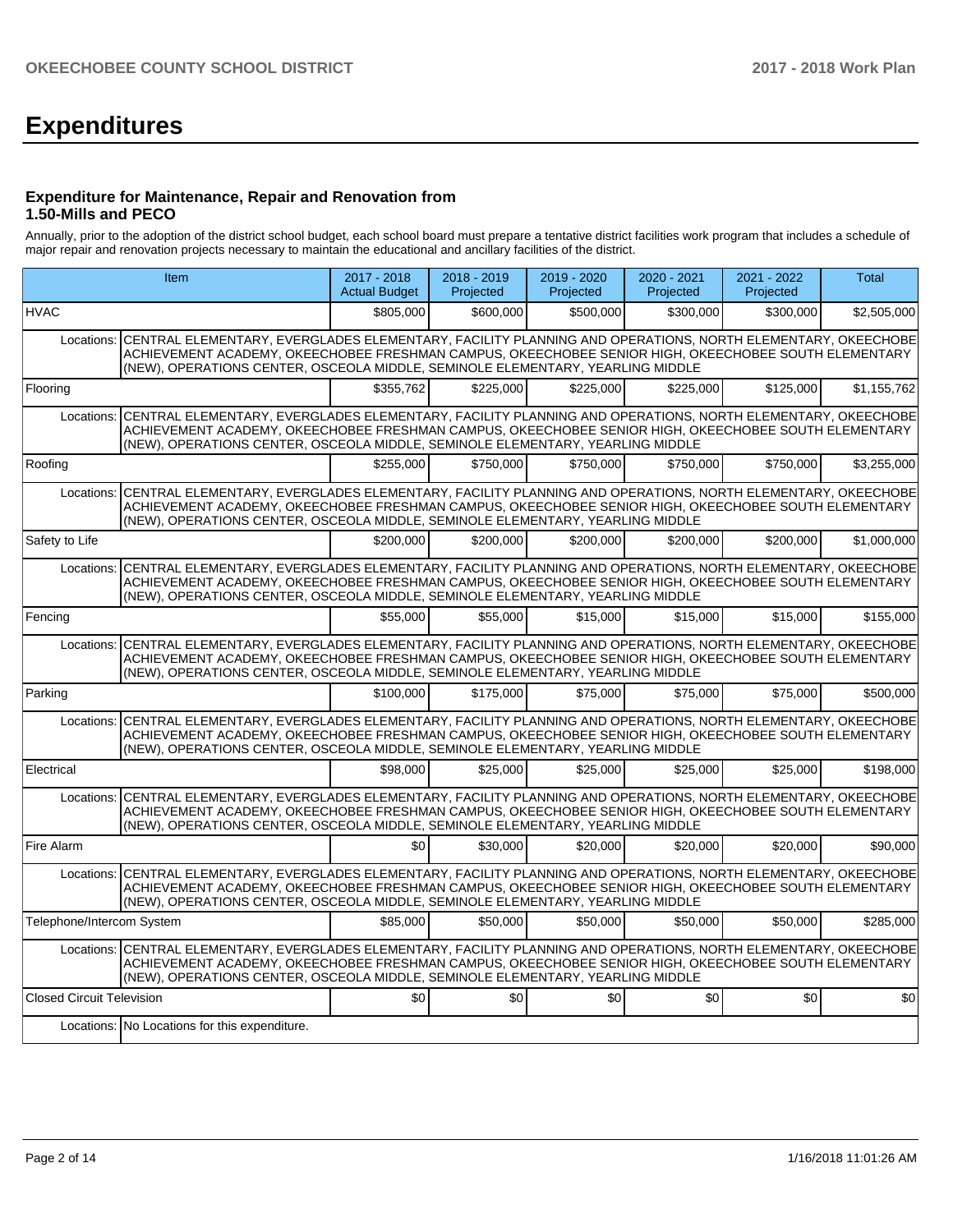# Expenditures

### Expenditure for Maintenance, Repair and Renovation from 1.50-Mills and PECO

Annually, prior to the adoption of the district school budget, each school board must prepare a tentative district facilities work program that includes a schedule of major repair and renovation projects necessary to maintain the educational and ancillary facilities of the district.

| Item | | 2017 - 2018 Actual Budget | 2018 - 2019 Projected | 2019 - 2020 Projected | 2020 - 2021 Projected | 2021 - 2022 Projected | Total |
|---|---|---|---|---|---|---|---|
| HVAC | | $805,000 | $600,000 | $500,000 | $300,000 | $300,000 | $2,505,000 |
| Locations: | CENTRAL ELEMENTARY, EVERGLADES ELEMENTARY, FACILITY PLANNING AND OPERATIONS, NORTH ELEMENTARY, OKEECHOBE ACHIEVEMENT ACADEMY, OKEECHOBEE FRESHMAN CAMPUS, OKEECHOBEE SENIOR HIGH, OKEECHOBEE SOUTH ELEMENTARY (NEW), OPERATIONS CENTER, OSCEOLA MIDDLE, SEMINOLE ELEMENTARY, YEARLING MIDDLE | | | | | | |
| Flooring | | $355,762 | $225,000 | $225,000 | $225,000 | $125,000 | $1,155,762 |
| Locations: | CENTRAL ELEMENTARY, EVERGLADES ELEMENTARY, FACILITY PLANNING AND OPERATIONS, NORTH ELEMENTARY, OKEECHOBE ACHIEVEMENT ACADEMY, OKEECHOBEE FRESHMAN CAMPUS, OKEECHOBEE SENIOR HIGH, OKEECHOBEE SOUTH ELEMENTARY (NEW), OPERATIONS CENTER, OSCEOLA MIDDLE, SEMINOLE ELEMENTARY, YEARLING MIDDLE | | | | | | |
| Roofing | | $255,000 | $750,000 | $750,000 | $750,000 | $750,000 | $3,255,000 |
| Locations: | CENTRAL ELEMENTARY, EVERGLADES ELEMENTARY, FACILITY PLANNING AND OPERATIONS, NORTH ELEMENTARY, OKEECHOBE ACHIEVEMENT ACADEMY, OKEECHOBEE FRESHMAN CAMPUS, OKEECHOBEE SENIOR HIGH, OKEECHOBEE SOUTH ELEMENTARY (NEW), OPERATIONS CENTER, OSCEOLA MIDDLE, SEMINOLE ELEMENTARY, YEARLING MIDDLE | | | | | | |
| Safety to Life | | $200,000 | $200,000 | $200,000 | $200,000 | $200,000 | $1,000,000 |
| Locations: | CENTRAL ELEMENTARY, EVERGLADES ELEMENTARY, FACILITY PLANNING AND OPERATIONS, NORTH ELEMENTARY, OKEECHOBE ACHIEVEMENT ACADEMY, OKEECHOBEE FRESHMAN CAMPUS, OKEECHOBEE SENIOR HIGH, OKEECHOBEE SOUTH ELEMENTARY (NEW), OPERATIONS CENTER, OSCEOLA MIDDLE, SEMINOLE ELEMENTARY, YEARLING MIDDLE | | | | | | |
| Fencing | | $55,000 | $55,000 | $15,000 | $15,000 | $15,000 | $155,000 |
| Locations: | CENTRAL ELEMENTARY, EVERGLADES ELEMENTARY, FACILITY PLANNING AND OPERATIONS, NORTH ELEMENTARY, OKEECHOBE ACHIEVEMENT ACADEMY, OKEECHOBEE FRESHMAN CAMPUS, OKEECHOBEE SENIOR HIGH, OKEECHOBEE SOUTH ELEMENTARY (NEW), OPERATIONS CENTER, OSCEOLA MIDDLE, SEMINOLE ELEMENTARY, YEARLING MIDDLE | | | | | | |
| Parking | | $100,000 | $175,000 | $75,000 | $75,000 | $75,000 | $500,000 |
| Locations: | CENTRAL ELEMENTARY, EVERGLADES ELEMENTARY, FACILITY PLANNING AND OPERATIONS, NORTH ELEMENTARY, OKEECHOBE ACHIEVEMENT ACADEMY, OKEECHOBEE FRESHMAN CAMPUS, OKEECHOBEE SENIOR HIGH, OKEECHOBEE SOUTH ELEMENTARY (NEW), OPERATIONS CENTER, OSCEOLA MIDDLE, SEMINOLE ELEMENTARY, YEARLING MIDDLE | | | | | | |
| Electrical | | $98,000 | $25,000 | $25,000 | $25,000 | $25,000 | $198,000 |
| Locations: | CENTRAL ELEMENTARY, EVERGLADES ELEMENTARY, FACILITY PLANNING AND OPERATIONS, NORTH ELEMENTARY, OKEECHOBE ACHIEVEMENT ACADEMY, OKEECHOBEE FRESHMAN CAMPUS, OKEECHOBEE SENIOR HIGH, OKEECHOBEE SOUTH ELEMENTARY (NEW), OPERATIONS CENTER, OSCEOLA MIDDLE, SEMINOLE ELEMENTARY, YEARLING MIDDLE | | | | | | |
| Fire Alarm | | $0 | $30,000 | $20,000 | $20,000 | $20,000 | $90,000 |
| Locations: | CENTRAL ELEMENTARY, EVERGLADES ELEMENTARY, FACILITY PLANNING AND OPERATIONS, NORTH ELEMENTARY, OKEECHOBE ACHIEVEMENT ACADEMY, OKEECHOBEE FRESHMAN CAMPUS, OKEECHOBEE SENIOR HIGH, OKEECHOBEE SOUTH ELEMENTARY (NEW), OPERATIONS CENTER, OSCEOLA MIDDLE, SEMINOLE ELEMENTARY, YEARLING MIDDLE | | | | | | |
| Telephone/Intercom System | | $85,000 | $50,000 | $50,000 | $50,000 | $50,000 | $285,000 |
| Locations: | CENTRAL ELEMENTARY, EVERGLADES ELEMENTARY, FACILITY PLANNING AND OPERATIONS, NORTH ELEMENTARY, OKEECHOBE ACHIEVEMENT ACADEMY, OKEECHOBEE FRESHMAN CAMPUS, OKEECHOBEE SENIOR HIGH, OKEECHOBEE SOUTH ELEMENTARY (NEW), OPERATIONS CENTER, OSCEOLA MIDDLE, SEMINOLE ELEMENTARY, YEARLING MIDDLE | | | | | | |
| Closed Circuit Television | | $0 | $0 | $0 | $0 | $0 | $0 |
| Locations: | No Locations for this expenditure. | | | | | | |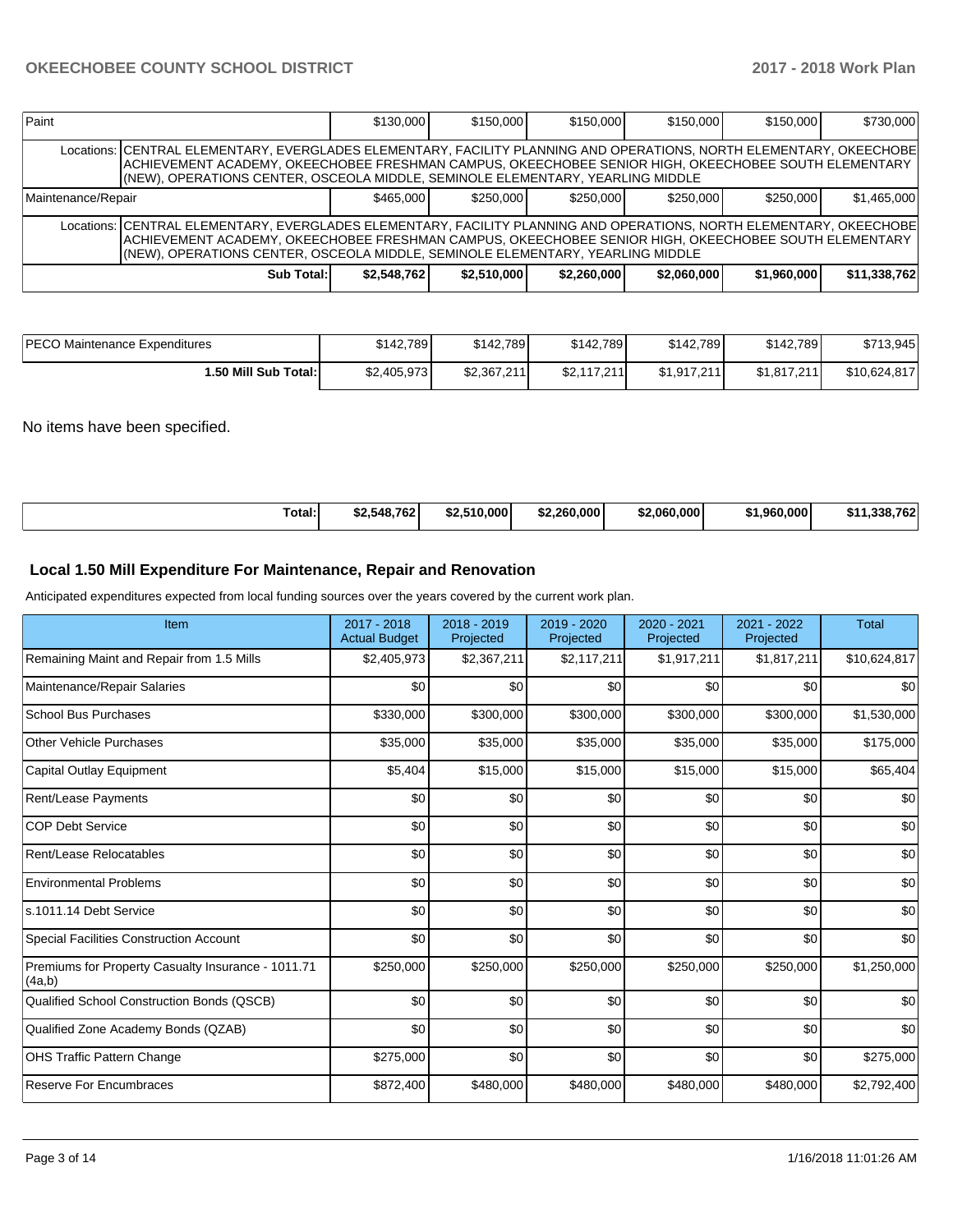| Paint | | $130,000 | $150,000 | $150,000 | $150,000 | $150,000 | $730,000 |
|---|---|---|---|---|---|---|---|
| | Locations: | CENTRAL ELEMENTARY, EVERGLADES ELEMENTARY, FACILITY PLANNING AND OPERATIONS, NORTH ELEMENTARY, OKEECHOBE ACHIEVEMENT ACADEMY, OKEECHOBEE FRESHMAN CAMPUS, OKEECHOBEE SENIOR HIGH, OKEECHOBEE SOUTH ELEMENTARY (NEW), OPERATIONS CENTER, OSCEOLA MIDDLE, SEMINOLE ELEMENTARY, YEARLING MIDDLE | | | | | |
| Maintenance/Repair | | $465,000 | $250,000 | $250,000 | $250,000 | $250,000 | $1,465,000 |
| | Locations: | CENTRAL ELEMENTARY, EVERGLADES ELEMENTARY, FACILITY PLANNING AND OPERATIONS, NORTH ELEMENTARY, OKEECHOBE ACHIEVEMENT ACADEMY, OKEECHOBEE FRESHMAN CAMPUS, OKEECHOBEE SENIOR HIGH, OKEECHOBEE SOUTH ELEMENTARY (NEW), OPERATIONS CENTER, OSCEOLA MIDDLE, SEMINOLE ELEMENTARY, YEARLING MIDDLE | | | | | |
| | **Sub Total:** | **$2,548,762** | **$2,510,000** | **$2,260,000** | **$2,060,000** | **$1,960,000** | **$11,338,762** |

| PECO Maintenance Expenditures | $142,789 | $142,789 | $142,789 | $142,789 | $142,789 | $713,945 |
|---|---|---|---|---|---|---|
| **1.50 Mill Sub Total:** | $2,405,973 | $2,367,211 | $2,117,211 | $1,917,211 | $1,817,211 | $10,624,817 |

No items have been specified.

| **Total:** | **$2,548,762** | **$2,510,000** | **$2,260,000** | **$2,060,000** | **$1,960,000** | **$11,338,762** |
|---|---|---|---|---|---|---|

## Local 1.50 Mill Expenditure For Maintenance, Repair and Renovation

Anticipated expenditures expected from local funding sources over the years covered by the current work plan.

| Item | 2017 - 2018 Actual Budget | 2018 - 2019 Projected | 2019 - 2020 Projected | 2020 - 2021 Projected | 2021 - 2022 Projected | Total |
|---|---|---|---|---|---|---|
| Remaining Maint and Repair from 1.5 Mills | $2,405,973 | $2,367,211 | $2,117,211 | $1,917,211 | $1,817,211 | $10,624,817 |
| Maintenance/Repair Salaries | $0 | $0 | $0 | $0 | $0 | $0 |
| School Bus Purchases | $330,000 | $300,000 | $300,000 | $300,000 | $300,000 | $1,530,000 |
| Other Vehicle Purchases | $35,000 | $35,000 | $35,000 | $35,000 | $35,000 | $175,000 |
| Capital Outlay Equipment | $5,404 | $15,000 | $15,000 | $15,000 | $15,000 | $65,404 |
| Rent/Lease Payments | $0 | $0 | $0 | $0 | $0 | $0 |
| COP Debt Service | $0 | $0 | $0 | $0 | $0 | $0 |
| Rent/Lease Relocatables | $0 | $0 | $0 | $0 | $0 | $0 |
| Environmental Problems | $0 | $0 | $0 | $0 | $0 | $0 |
| s.1011.14 Debt Service | $0 | $0 | $0 | $0 | $0 | $0 |
| Special Facilities Construction Account | $0 | $0 | $0 | $0 | $0 | $0 |
| Premiums for Property Casualty Insurance - 1011.71 (4a,b) | $250,000 | $250,000 | $250,000 | $250,000 | $250,000 | $1,250,000 |
| Qualified School Construction Bonds (QSCB) | $0 | $0 | $0 | $0 | $0 | $0 |
| Qualified Zone Academy Bonds (QZAB) | $0 | $0 | $0 | $0 | $0 | $0 |
| OHS Traffic Pattern Change | $275,000 | $0 | $0 | $0 | $0 | $275,000 |
| Reserve For Encumbraces | $872,400 | $480,000 | $480,000 | $480,000 | $480,000 | $2,792,400 |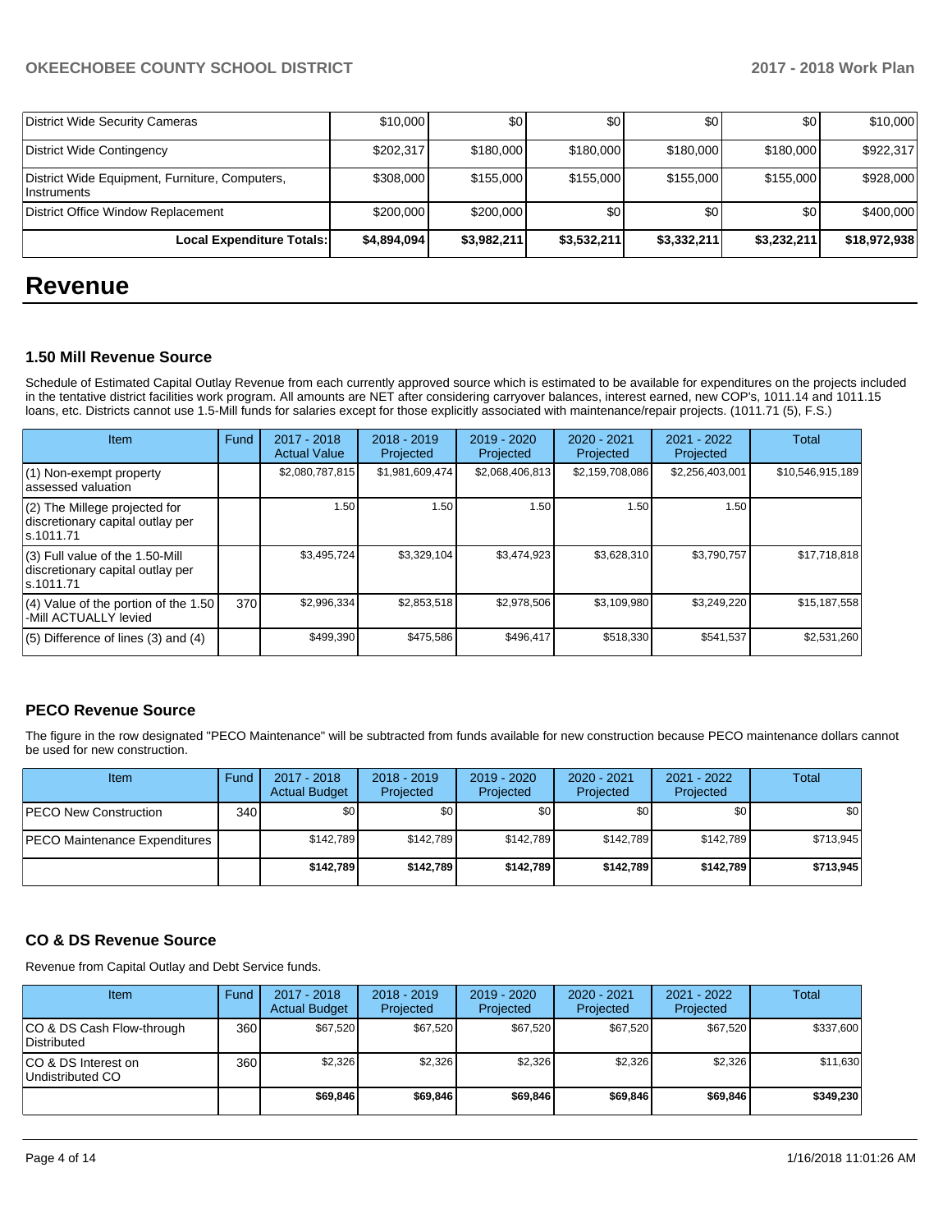| District Wide Security Cameras | $10,000 | $0 | $0 | $0 | $0 | $10,000 |
|---|---|---|---|---|---|---|
| District Wide Contingency | $202,317 | $180,000 | $180,000 | $180,000 | $180,000 | $922,317 |
| District Wide Equipment, Furniture, Computers, Instruments | $308,000 | $155,000 | $155,000 | $155,000 | $155,000 | $928,000 |
| District Office Window Replacement | $200,000 | $200,000 | $0 | $0 | $0 | $400,000 |
| **Local Expenditure Totals:** | **$4,894,094** | **$3,982,211** | **$3,532,211** | **$3,332,211** | **$3,232,211** | **$18,972,938** |

# Revenue

### 1.50 Mill Revenue Source

Schedule of Estimated Capital Outlay Revenue from each currently approved source which is estimated to be available for expenditures on the projects included in the tentative district facilities work program. All amounts are NET after considering carryover balances, interest earned, new COP's, 1011.14 and 1011.15 loans, etc. Districts cannot use 1.5-Mill funds for salaries except for those explicitly associated with maintenance/repair projects. (1011.71 (5), F.S.)

| Item | Fund | 2017 - 2018 Actual Value | 2018 - 2019 Projected | 2019 - 2020 Projected | 2020 - 2021 Projected | 2021 - 2022 Projected | Total |
|---|---|---|---|---|---|---|---|
| (1) Non-exempt property assessed valuation | | $2,080,787,815 | $1,981,609,474 | $2,068,406,813 | $2,159,708,086 | $2,256,403,001 | $10,546,915,189 |
| (2) The Millege projected for discretionary capital outlay per s.1011.71 | | 1.50 | 1.50 | 1.50 | 1.50 | 1.50 | |
| (3) Full value of the 1.50-Mill discretionary capital outlay per s.1011.71 | | $3,495,724 | $3,329,104 | $3,474,923 | $3,628,310 | $3,790,757 | $17,718,818 |
| (4) Value of the portion of the 1.50 -Mill ACTUALLY levied | 370 | $2,996,334 | $2,853,518 | $2,978,506 | $3,109,980 | $3,249,220 | $15,187,558 |
| (5) Difference of lines (3) and (4) | | $499,390 | $475,586 | $496,417 | $518,330 | $541,537 | $2,531,260 |

### PECO Revenue Source

The figure in the row designated "PECO Maintenance" will be subtracted from funds available for new construction because PECO maintenance dollars cannot be used for new construction.

| Item | Fund | 2017 - 2018 Actual Budget | 2018 - 2019 Projected | 2019 - 2020 Projected | 2020 - 2021 Projected | 2021 - 2022 Projected | Total |
|---|---|---|---|---|---|---|---|
| PECO New Construction | 340 | $0 | $0 | $0 | $0 | $0 | $0 |
| PECO Maintenance Expenditures | | $142,789 | $142,789 | $142,789 | $142,789 | $142,789 | $713,945 |
| | | **$142,789** | **$142,789** | **$142,789** | **$142,789** | **$142,789** | **$713,945** |

### CO & DS Revenue Source

Revenue from Capital Outlay and Debt Service funds.

| Item | Fund | 2017 - 2018 Actual Budget | 2018 - 2019 Projected | 2019 - 2020 Projected | 2020 - 2021 Projected | 2021 - 2022 Projected | Total |
|---|---|---|---|---|---|---|---|
| CO & DS Cash Flow-through Distributed | 360 | $67,520 | $67,520 | $67,520 | $67,520 | $67,520 | $337,600 |
| CO & DS Interest on Undistributed CO | 360 | $2,326 | $2,326 | $2,326 | $2,326 | $2,326 | $11,630 |
| | | **$69,846** | **$69,846** | **$69,846** | **$69,846** | **$69,846** | **$349,230** |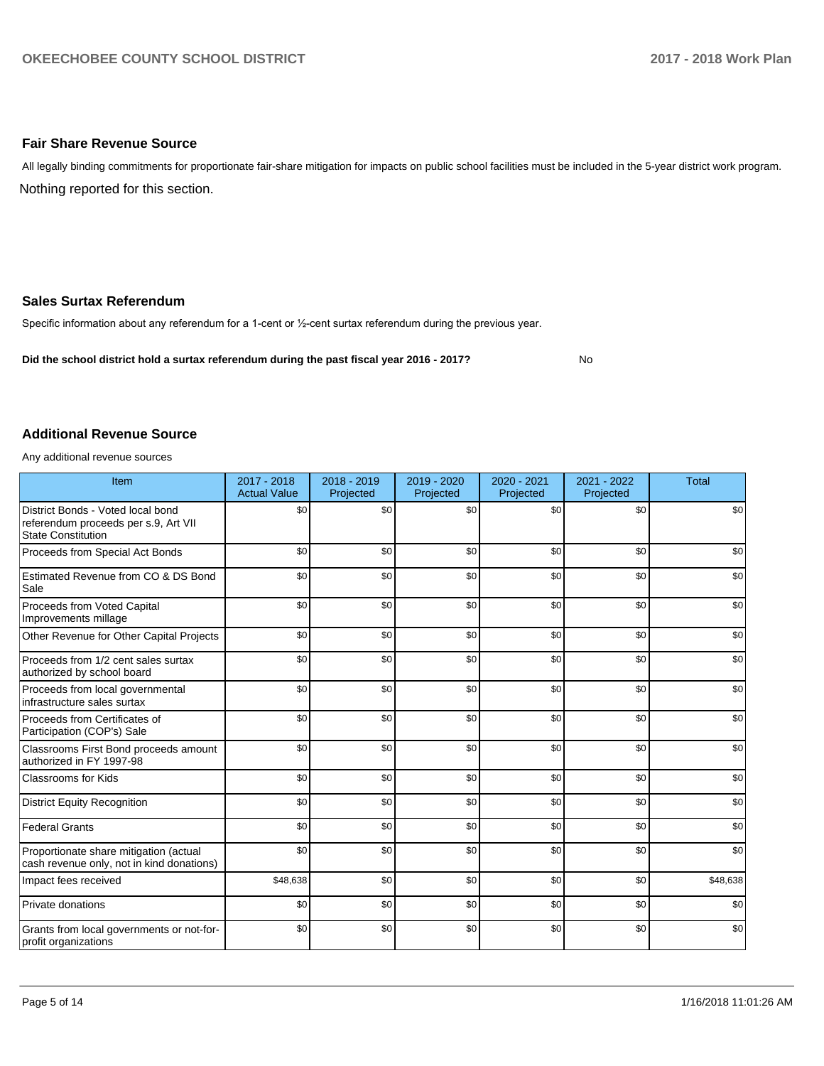## Fair Share Revenue Source

All legally binding commitments for proportionate fair-share mitigation for impacts on public school facilities must be included in the 5-year district work program.

Nothing reported for this section.

## Sales Surtax Referendum

Specific information about any referendum for a 1-cent or ½-cent surtax referendum during the previous year.

**Did the school district hold a surtax referendum during the past fiscal year 2016 - 2017?** No

## Additional Revenue Source

Any additional revenue sources

| Item | 2017 - 2018 Actual Value | 2018 - 2019 Projected | 2019 - 2020 Projected | 2020 - 2021 Projected | 2021 - 2022 Projected | Total |
|---|---|---|---|---|---|---|
| District Bonds - Voted local bond referendum proceeds per s.9, Art VII State Constitution | $0 | $0 | $0 | $0 | $0 | $0 |
| Proceeds from Special Act Bonds | $0 | $0 | $0 | $0 | $0 | $0 |
| Estimated Revenue from CO & DS Bond Sale | $0 | $0 | $0 | $0 | $0 | $0 |
| Proceeds from Voted Capital Improvements millage | $0 | $0 | $0 | $0 | $0 | $0 |
| Other Revenue for Other Capital Projects | $0 | $0 | $0 | $0 | $0 | $0 |
| Proceeds from 1/2 cent sales surtax authorized by school board | $0 | $0 | $0 | $0 | $0 | $0 |
| Proceeds from local governmental infrastructure sales surtax | $0 | $0 | $0 | $0 | $0 | $0 |
| Proceeds from Certificates of Participation (COP's) Sale | $0 | $0 | $0 | $0 | $0 | $0 |
| Classrooms First Bond proceeds amount authorized in FY 1997-98 | $0 | $0 | $0 | $0 | $0 | $0 |
| Classrooms for Kids | $0 | $0 | $0 | $0 | $0 | $0 |
| District Equity Recognition | $0 | $0 | $0 | $0 | $0 | $0 |
| Federal Grants | $0 | $0 | $0 | $0 | $0 | $0 |
| Proportionate share mitigation (actual cash revenue only, not in kind donations) | $0 | $0 | $0 | $0 | $0 | $0 |
| Impact fees received | $48,638 | $0 | $0 | $0 | $0 | $48,638 |
| Private donations | $0 | $0 | $0 | $0 | $0 | $0 |
| Grants from local governments or not-for-profit organizations | $0 | $0 | $0 | $0 | $0 | $0 |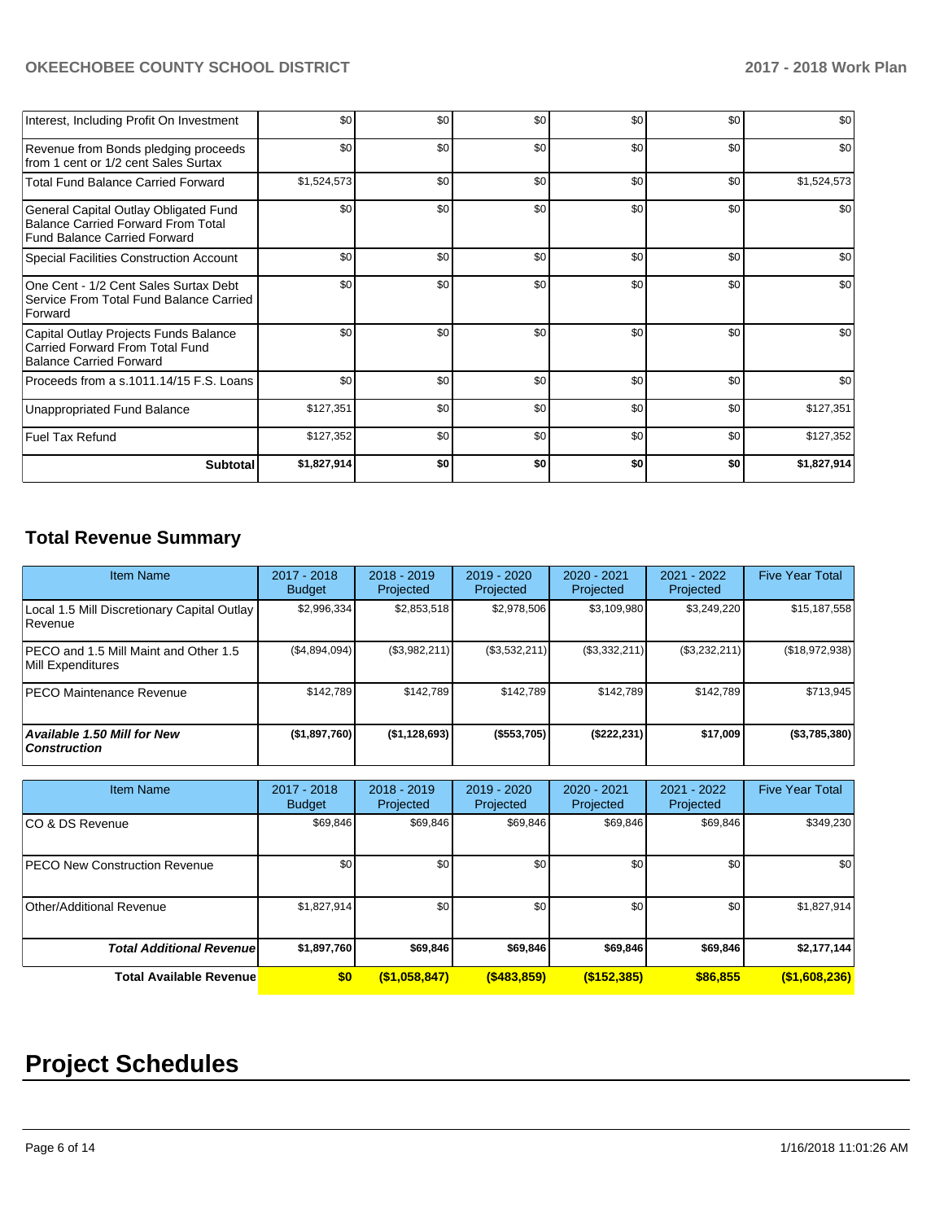| | | | | | | |
|---|---|---|---|---|---|---|
| Interest, Including Profit On Investment | $0 | $0 | $0 | $0 | $0 | $0 |
| Revenue from Bonds pledging proceeds from 1 cent or 1/2 cent Sales Surtax | $0 | $0 | $0 | $0 | $0 | $0 |
| Total Fund Balance Carried Forward | $1,524,573 | $0 | $0 | $0 | $0 | $1,524,573 |
| General Capital Outlay Obligated Fund Balance Carried Forward From Total Fund Balance Carried Forward | $0 | $0 | $0 | $0 | $0 | $0 |
| Special Facilities Construction Account | $0 | $0 | $0 | $0 | $0 | $0 |
| One Cent - 1/2 Cent Sales Surtax Debt Service From Total Fund Balance Carried Forward | $0 | $0 | $0 | $0 | $0 | $0 |
| Capital Outlay Projects Funds Balance Carried Forward From Total Fund Balance Carried Forward | $0 | $0 | $0 | $0 | $0 | $0 |
| Proceeds from a s.1011.14/15 F.S. Loans | $0 | $0 | $0 | $0 | $0 | $0 |
| Unappropriated Fund Balance | $127,351 | $0 | $0 | $0 | $0 | $127,351 |
| Fuel Tax Refund | $127,352 | $0 | $0 | $0 | $0 | $127,352 |
| **Subtotal** | **$1,827,914** | **$0** | **$0** | **$0** | **$0** | **$1,827,914** |

## Total Revenue Summary

| Item Name | 2017 - 2018 Budget | 2018 - 2019 Projected | 2019 - 2020 Projected | 2020 - 2021 Projected | 2021 - 2022 Projected | Five Year Total |
|---|---|---|---|---|---|---|
| Local 1.5 Mill Discretionary Capital Outlay Revenue | $2,996,334 | $2,853,518 | $2,978,506 | $3,109,980 | $3,249,220 | $15,187,558 |
| PECO and 1.5 Mill Maint and Other 1.5 Mill Expenditures | ($4,894,094) | ($3,982,211) | ($3,532,211) | ($3,332,211) | ($3,232,211) | ($18,972,938) |
| PECO Maintenance Revenue | $142,789 | $142,789 | $142,789 | $142,789 | $142,789 | $713,945 |
| ***Available 1.50 Mill for New Construction*** | **($1,897,760)** | **($1,128,693)** | **($553,705)** | **($222,231)** | **$17,009** | **($3,785,380)** |

| Item Name | 2017 - 2018 Budget | 2018 - 2019 Projected | 2019 - 2020 Projected | 2020 - 2021 Projected | 2021 - 2022 Projected | Five Year Total |
|---|---|---|---|---|---|---|
| CO & DS Revenue | $69,846 | $69,846 | $69,846 | $69,846 | $69,846 | $349,230 |
| PECO New Construction Revenue | $0 | $0 | $0 | $0 | $0 | $0 |
| Other/Additional Revenue | $1,827,914 | $0 | $0 | $0 | $0 | $1,827,914 |
| ***Total Additional Revenue*** | **$1,897,760** | **$69,846** | **$69,846** | **$69,846** | **$69,846** | **$2,177,144** |
| **Total Available Revenue** | **$0** | **($1,058,847)** | **($483,859)** | **($152,385)** | **$86,855** | **($1,608,236)** |

# Project Schedules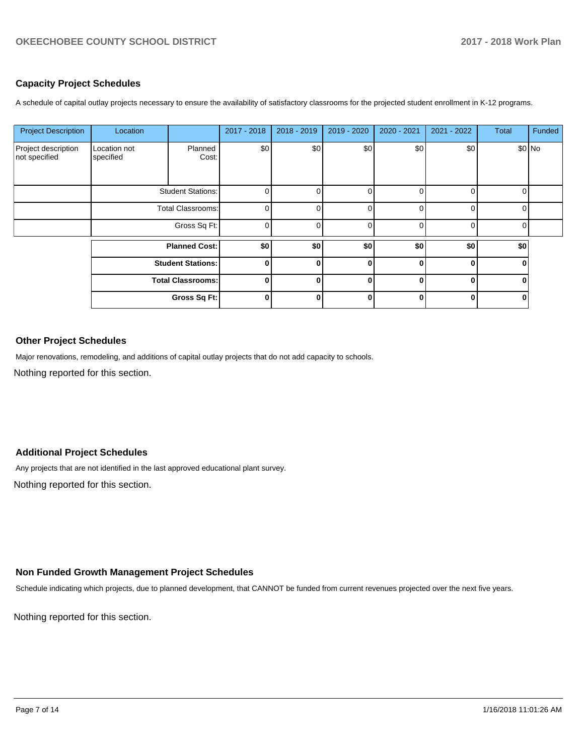## Capacity Project Schedules

A schedule of capital outlay projects necessary to ensure the availability of satisfactory classrooms for the projected student enrollment in K-12 programs.

| Project Description | Location | | 2017 - 2018 | 2018 - 2019 | 2019 - 2020 | 2020 - 2021 | 2021 - 2022 | Total | Funded |
|---|---|---|---|---|---|---|---|---|---|
| Project description not specified | Location not specified | Planned Cost: | $0 | $0 | $0 | $0 | $0 | $0 | No |
| | | Student Stations: | 0 | 0 | 0 | 0 | 0 | 0 | |
| | | Total Classrooms: | 0 | 0 | 0 | 0 | 0 | 0 | |
| | | Gross Sq Ft: | 0 | 0 | 0 | 0 | 0 | 0 | |
| | | **Planned Cost:** | **$0** | **$0** | **$0** | **$0** | **$0** | **$0** | |
| | | **Student Stations:** | **0** | **0** | **0** | **0** | **0** | **0** | |
| | | **Total Classrooms:** | **0** | **0** | **0** | **0** | **0** | **0** | |
| | | **Gross Sq Ft:** | **0** | **0** | **0** | **0** | **0** | **0** | |

## Other Project Schedules

Major renovations, remodeling, and additions of capital outlay projects that do not add capacity to schools.

Nothing reported for this section.

## Additional Project Schedules

Any projects that are not identified in the last approved educational plant survey.

Nothing reported for this section.

## Non Funded Growth Management Project Schedules

Schedule indicating which projects, due to planned development, that CANNOT be funded from current revenues projected over the next five years.

Nothing reported for this section.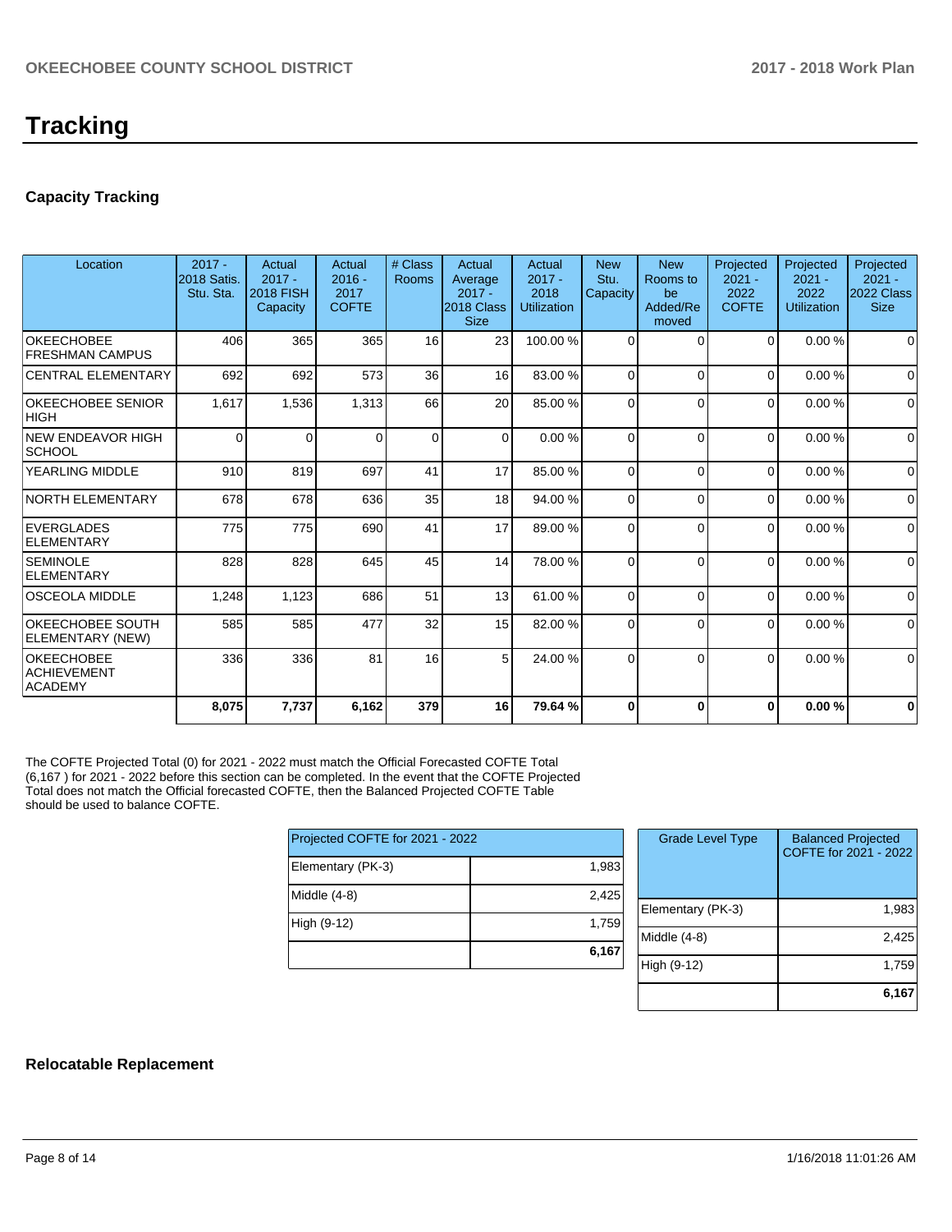# Tracking

## Capacity Tracking

| Location | 2017 - 2018 Satis. Stu. Sta. | Actual 2017 - 2018 FISH Capacity | Actual 2016 - 2017 COFTE | # Class Rooms | Actual Average 2017 - 2018 Class Size | Actual 2017 - 2018 Utilization | New Stu. Capacity | New Rooms to be Added/Removed | Projected 2021 - 2022 COFTE | Projected 2021 - 2022 Utilization | Projected 2021 - 2022 Class Size |
|---|---|---|---|---|---|---|---|---|---|---|---|
| OKEECHOBEE FRESHMAN CAMPUS | 406 | 365 | 365 | 16 | 23 | 100.00 % | 0 | 0 | 0 | 0.00 % | 0 |
| CENTRAL ELEMENTARY | 692 | 692 | 573 | 36 | 16 | 83.00 % | 0 | 0 | 0 | 0.00 % | 0 |
| OKEECHOBEE SENIOR HIGH | 1,617 | 1,536 | 1,313 | 66 | 20 | 85.00 % | 0 | 0 | 0 | 0.00 % | 0 |
| NEW ENDEAVOR HIGH SCHOOL | 0 | 0 | 0 | 0 | 0 | 0.00 % | 0 | 0 | 0 | 0.00 % | 0 |
| YEARLING MIDDLE | 910 | 819 | 697 | 41 | 17 | 85.00 % | 0 | 0 | 0 | 0.00 % | 0 |
| NORTH ELEMENTARY | 678 | 678 | 636 | 35 | 18 | 94.00 % | 0 | 0 | 0 | 0.00 % | 0 |
| EVERGLADES ELEMENTARY | 775 | 775 | 690 | 41 | 17 | 89.00 % | 0 | 0 | 0 | 0.00 % | 0 |
| SEMINOLE ELEMENTARY | 828 | 828 | 645 | 45 | 14 | 78.00 % | 0 | 0 | 0 | 0.00 % | 0 |
| OSCEOLA MIDDLE | 1,248 | 1,123 | 686 | 51 | 13 | 61.00 % | 0 | 0 | 0 | 0.00 % | 0 |
| OKEECHOBEE SOUTH ELEMENTARY (NEW) | 585 | 585 | 477 | 32 | 15 | 82.00 % | 0 | 0 | 0 | 0.00 % | 0 |
| OKEECHOBEE ACHIEVEMENT ACADEMY | 336 | 336 | 81 | 16 | 5 | 24.00 % | 0 | 0 | 0 | 0.00 % | 0 |
| | **8,075** | **7,737** | **6,162** | **379** | **16** | **79.64 %** | **0** | **0** | **0** | **0.00 %** | **0** |

The COFTE Projected Total (0) for 2021 - 2022 must match the Official Forecasted COFTE Total (6,167 ) for 2021 - 2022 before this section can be completed. In the event that the COFTE Projected Total does not match the Official forecasted COFTE, then the Balanced Projected COFTE Table should be used to balance COFTE.

| Projected COFTE for 2021 - 2022 | |
|---|---|
| Elementary (PK-3) | 1,983 |
| Middle (4-8) | 2,425 |
| High (9-12) | 1,759 |
| | **6,167** |

| Grade Level Type | Balanced Projected COFTE for 2021 - 2022 |
|---|---|
| Elementary (PK-3) | 1,983 |
| Middle (4-8) | 2,425 |
| High (9-12) | 1,759 |
| | **6,167** |

## Relocatable Replacement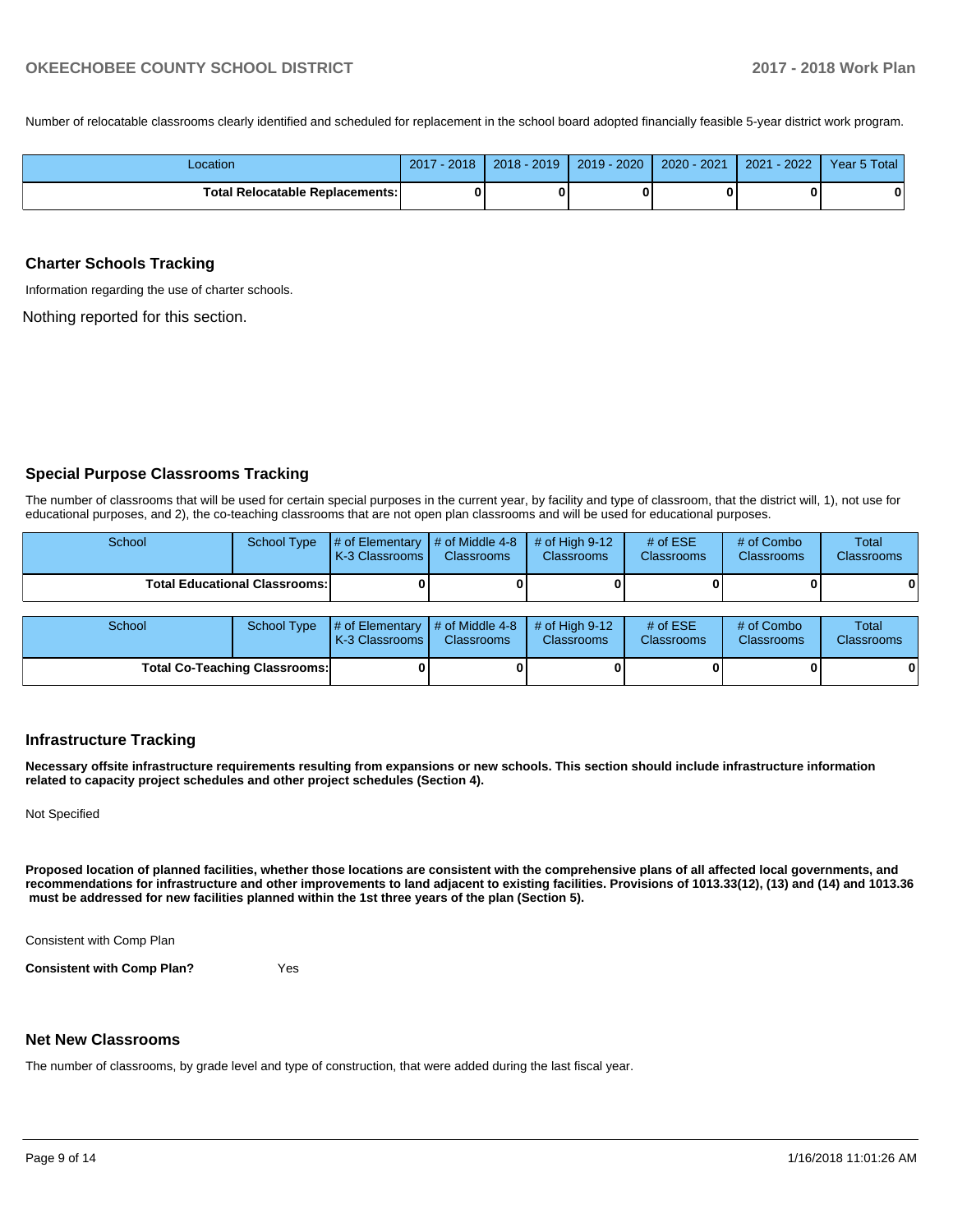Number of relocatable classrooms clearly identified and scheduled for replacement in the school board adopted financially feasible 5-year district work program.

| Location | 2017 - 2018 | 2018 - 2019 | 2019 - 2020 | 2020 - 2021 | 2021 - 2022 | Year 5 Total |
|---|---|---|---|---|---|---|
| **Total Relocatable Replacements:** | **0** | **0** | **0** | **0** | **0** | **0** |

## Charter Schools Tracking

Information regarding the use of charter schools.

Nothing reported for this section.

## Special Purpose Classrooms Tracking

The number of classrooms that will be used for certain special purposes in the current year, by facility and type of classroom, that the district will, 1), not use for educational purposes, and 2), the co-teaching classrooms that are not open plan classrooms and will be used for educational purposes.

| School | School Type | # of Elementary K-3 Classrooms | # of Middle 4-8 Classrooms | # of High 9-12 Classrooms | # of ESE Classrooms | # of Combo Classrooms | Total Classrooms |
|---|---|---|---|---|---|---|---|
| **Total Educational Classrooms:** | | **0** | **0** | **0** | **0** | **0** | **0** |

| School | School Type | # of Elementary K-3 Classrooms | # of Middle 4-8 Classrooms | # of High 9-12 Classrooms | # of ESE Classrooms | # of Combo Classrooms | Total Classrooms |
|---|---|---|---|---|---|---|---|
| **Total Co-Teaching Classrooms:** | | **0** | **0** | **0** | **0** | **0** | **0** |

## Infrastructure Tracking

**Necessary offsite infrastructure requirements resulting from expansions or new schools. This section should include infrastructure information related to capacity project schedules and other project schedules (Section 4).**

Not Specified

**Proposed location of planned facilities, whether those locations are consistent with the comprehensive plans of all affected local governments, and recommendations for infrastructure and other improvements to land adjacent to existing facilities. Provisions of 1013.33(12), (13) and (14) and 1013.36 must be addressed for new facilities planned within the 1st three years of the plan (Section 5).**

Consistent with Comp Plan

**Consistent with Comp Plan?** Yes

## Net New Classrooms

The number of classrooms, by grade level and type of construction, that were added during the last fiscal year.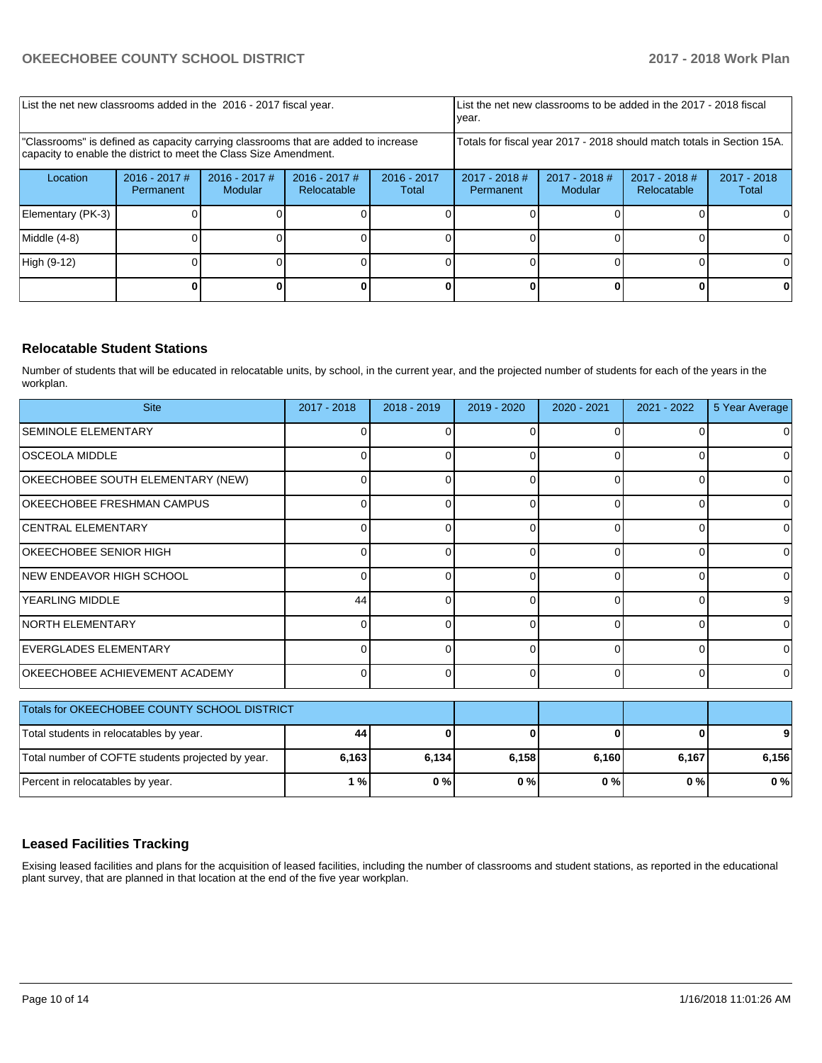| List the net new classrooms added in the 2016 - 2017 fiscal year. | | | | List the net new classrooms to be added in the 2017 - 2018 fiscal year. | | | |
|---|---|---|---|---|---|---|---|
| "Classrooms" is defined as capacity carrying classrooms that are added to increase capacity to enable the district to meet the Class Size Amendment. | | | | Totals for fiscal year 2017 - 2018 should match totals in Section 15A. | | | |
| Location | 2016 - 2017 # Permanent | 2016 - 2017 # Modular | 2016 - 2017 # Relocatable | 2016 - 2017 Total | 2017 - 2018 # Permanent | 2017 - 2018 # Modular | 2017 - 2018 # Relocatable | 2017 - 2018 Total |
| Elementary (PK-3) | 0 | 0 | 0 | 0 | 0 | 0 | 0 | 0 |
| Middle (4-8) | 0 | 0 | 0 | 0 | 0 | 0 | 0 | 0 |
| High (9-12) | 0 | 0 | 0 | 0 | 0 | 0 | 0 | 0 |
| | **0** | **0** | **0** | **0** | **0** | **0** | **0** | **0** |

## Relocatable Student Stations

Number of students that will be educated in relocatable units, by school, in the current year, and the projected number of students for each of the years in the workplan.

| Site | 2017 - 2018 | 2018 - 2019 | 2019 - 2020 | 2020 - 2021 | 2021 - 2022 | 5 Year Average |
|---|---|---|---|---|---|---|
| SEMINOLE ELEMENTARY | 0 | 0 | 0 | 0 | 0 | 0 |
| OSCEOLA MIDDLE | 0 | 0 | 0 | 0 | 0 | 0 |
| OKEECHOBEE SOUTH ELEMENTARY (NEW) | 0 | 0 | 0 | 0 | 0 | 0 |
| OKEECHOBEE FRESHMAN CAMPUS | 0 | 0 | 0 | 0 | 0 | 0 |
| CENTRAL ELEMENTARY | 0 | 0 | 0 | 0 | 0 | 0 |
| OKEECHOBEE SENIOR HIGH | 0 | 0 | 0 | 0 | 0 | 0 |
| NEW ENDEAVOR HIGH SCHOOL | 0 | 0 | 0 | 0 | 0 | 0 |
| YEARLING MIDDLE | 44 | 0 | 0 | 0 | 0 | 9 |
| NORTH ELEMENTARY | 0 | 0 | 0 | 0 | 0 | 0 |
| EVERGLADES ELEMENTARY | 0 | 0 | 0 | 0 | 0 | 0 |
| OKEECHOBEE ACHIEVEMENT ACADEMY | 0 | 0 | 0 | 0 | 0 | 0 |

| Totals for OKEECHOBEE COUNTY SCHOOL DISTRICT | | | | | | |
|---|---|---|---|---|---|---|
| Total students in relocatables by year. | **44** | **0** | **0** | **0** | **0** | **9** |
| Total number of COFTE students projected by year. | **6,163** | **6,134** | **6,158** | **6,160** | **6,167** | **6,156** |
| Percent in relocatables by year. | **1 %** | **0 %** | **0 %** | **0 %** | **0 %** | **0 %** |

## Leased Facilities Tracking

Exising leased facilities and plans for the acquisition of leased facilities, including the number of classrooms and student stations, as reported in the educational plant survey, that are planned in that location at the end of the five year workplan.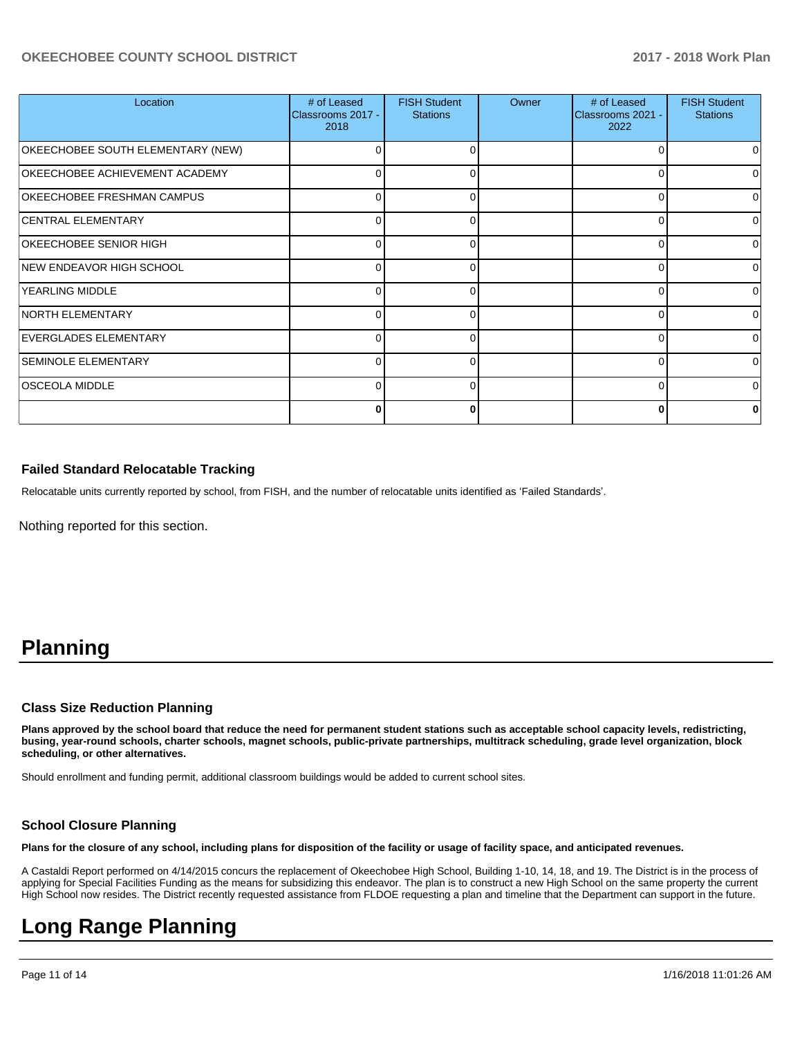| Location | # of Leased Classrooms 2017 - 2018 | FISH Student Stations | Owner | # of Leased Classrooms 2021 - 2022 | FISH Student Stations |
|---|---|---|---|---|---|
| OKEECHOBEE SOUTH ELEMENTARY (NEW) | 0 | 0 | | 0 | 0 |
| OKEECHOBEE ACHIEVEMENT ACADEMY | 0 | 0 | | 0 | 0 |
| OKEECHOBEE FRESHMAN CAMPUS | 0 | 0 | | 0 | 0 |
| CENTRAL ELEMENTARY | 0 | 0 | | 0 | 0 |
| OKEECHOBEE SENIOR HIGH | 0 | 0 | | 0 | 0 |
| NEW ENDEAVOR HIGH SCHOOL | 0 | 0 | | 0 | 0 |
| YEARLING MIDDLE | 0 | 0 | | 0 | 0 |
| NORTH ELEMENTARY | 0 | 0 | | 0 | 0 |
| EVERGLADES ELEMENTARY | 0 | 0 | | 0 | 0 |
| SEMINOLE ELEMENTARY | 0 | 0 | | 0 | 0 |
| OSCEOLA MIDDLE | 0 | 0 | | 0 | 0 |
| | **0** | **0** | | **0** | **0** |

### Failed Standard Relocatable Tracking

Relocatable units currently reported by school, from FISH, and the number of relocatable units identified as 'Failed Standards'.

Nothing reported for this section.

# Planning

### Class Size Reduction Planning

**Plans approved by the school board that reduce the need for permanent student stations such as acceptable school capacity levels, redistricting, busing, year-round schools, charter schools, magnet schools, public-private partnerships, multitrack scheduling, grade level organization, block scheduling, or other alternatives.**

Should enrollment and funding permit, additional classroom buildings would be added to current school sites.

### School Closure Planning

**Plans for the closure of any school, including plans for disposition of the facility or usage of facility space, and anticipated revenues.**

A Castaldi Report performed on 4/14/2015 concurs the replacement of Okeechobee High School, Building 1-10, 14, 18, and 19. The District is in the process of applying for Special Facilities Funding as the means for subsidizing this endeavor. The plan is to construct a new High School on the same property the current High School now resides. The District recently requested assistance from FLDOE requesting a plan and timeline that the Department can support in the future.

# Long Range Planning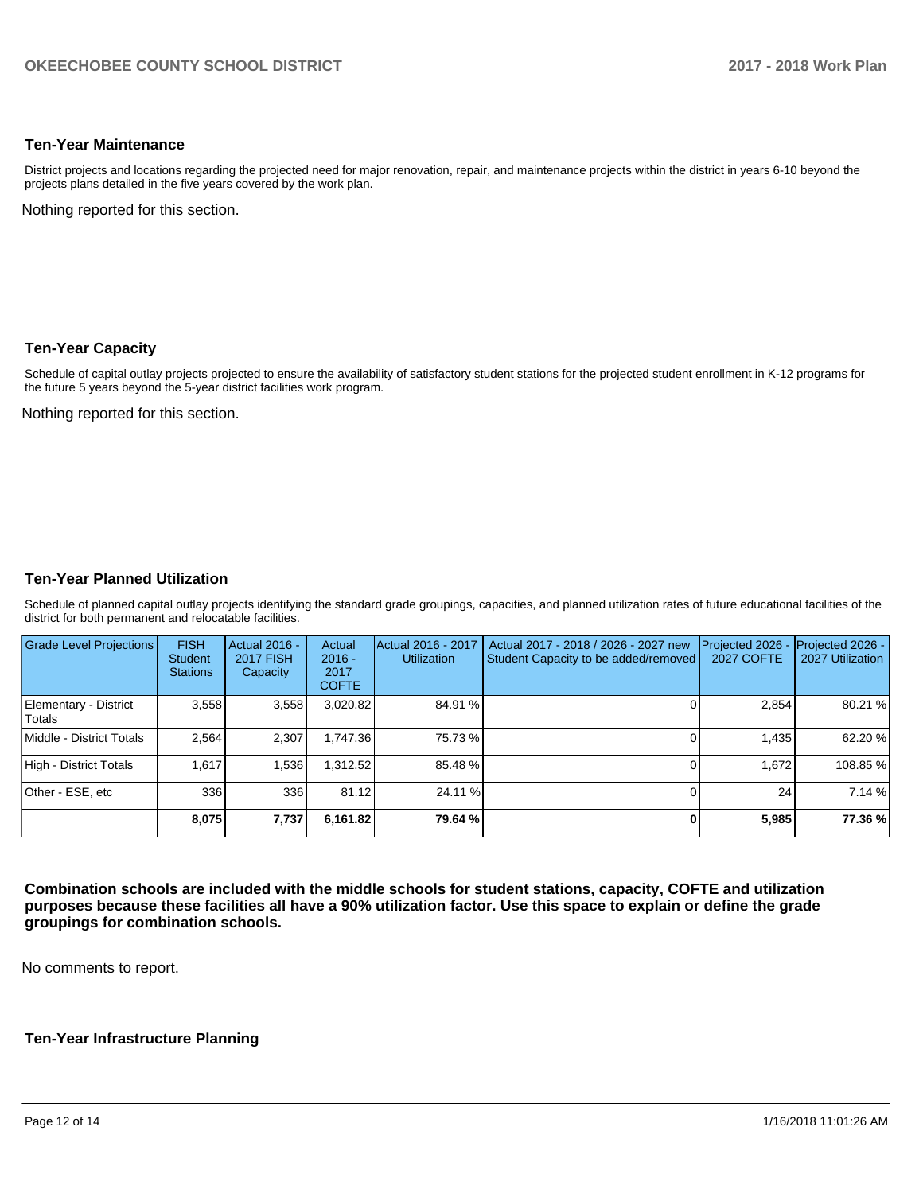### Ten-Year Maintenance

District projects and locations regarding the projected need for major renovation, repair, and maintenance projects within the district in years 6-10 beyond the projects plans detailed in the five years covered by the work plan.

Nothing reported for this section.

### Ten-Year Capacity

Schedule of capital outlay projects projected to ensure the availability of satisfactory student stations for the projected student enrollment in K-12 programs for the future 5 years beyond the 5-year district facilities work program.

Nothing reported for this section.

### Ten-Year Planned Utilization

Schedule of planned capital outlay projects identifying the standard grade groupings, capacities, and planned utilization rates of future educational facilities of the district for both permanent and relocatable facilities.

| Grade Level Projections | FISH Student Stations | Actual 2016 - 2017 FISH Capacity | Actual 2016 - 2017 COFTE | Actual 2016 - 2017 Utilization | Actual 2017 - 2018 / 2026 - 2027 new Student Capacity to be added/removed | Projected 2026 - 2027 COFTE | Projected 2026 - 2027 Utilization |
|---|---|---|---|---|---|---|---|
| Elementary - District Totals | 3,558 | 3,558 | 3,020.82 | 84.91 % | 0 | 2,854 | 80.21 % |
| Middle - District Totals | 2,564 | 2,307 | 1,747.36 | 75.73 % | 0 | 1,435 | 62.20 % |
| High - District Totals | 1,617 | 1,536 | 1,312.52 | 85.48 % | 0 | 1,672 | 108.85 % |
| Other - ESE, etc | 336 | 336 | 81.12 | 24.11 % | 0 | 24 | 7.14 % |
| | **8,075** | **7,737** | **6,161.82** | **79.64 %** | **0** | **5,985** | **77.36 %** |

**Combination schools are included with the middle schools for student stations, capacity, COFTE and utilization purposes because these facilities all have a 90% utilization factor. Use this space to explain or define the grade groupings for combination schools.**

No comments to report.

### Ten-Year Infrastructure Planning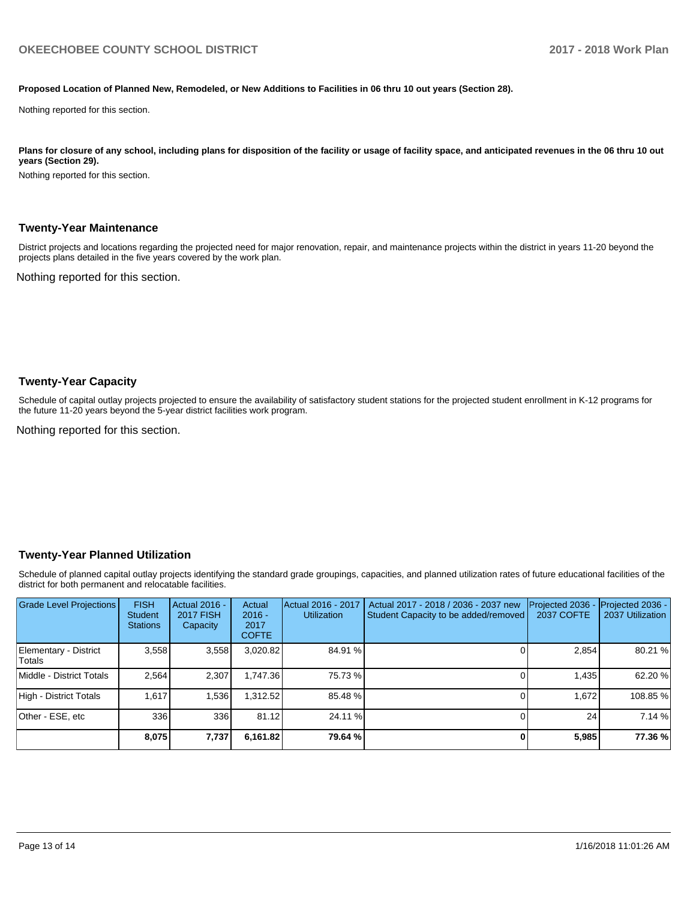**Proposed Location of Planned New, Remodeled, or New Additions to Facilities in 06 thru 10 out years (Section 28).**

Nothing reported for this section.

**Plans for closure of any school, including plans for disposition of the facility or usage of facility space, and anticipated revenues in the 06 thru 10 out years (Section 29).**

Nothing reported for this section.

## Twenty-Year Maintenance

District projects and locations regarding the projected need for major renovation, repair, and maintenance projects within the district in years 11-20 beyond the projects plans detailed in the five years covered by the work plan.

Nothing reported for this section.

## Twenty-Year Capacity

Schedule of capital outlay projects projected to ensure the availability of satisfactory student stations for the projected student enrollment in K-12 programs for the future 11-20 years beyond the 5-year district facilities work program.

Nothing reported for this section.

## Twenty-Year Planned Utilization

Schedule of planned capital outlay projects identifying the standard grade groupings, capacities, and planned utilization rates of future educational facilities of the district for both permanent and relocatable facilities.

| Grade Level Projections | FISH Student Stations | Actual 2016 - 2017 FISH Capacity | Actual 2016 - 2017 COFTE | Actual 2016 - 2017 Utilization | Actual 2017 - 2018 / 2036 - 2037 new Student Capacity to be added/removed | Projected 2036 - 2037 COFTE | Projected 2036 - 2037 Utilization |
|---|---|---|---|---|---|---|---|
| Elementary - District Totals | 3,558 | 3,558 | 3,020.82 | 84.91 % | 0 | 2,854 | 80.21 % |
| Middle - District Totals | 2,564 | 2,307 | 1,747.36 | 75.73 % | 0 | 1,435 | 62.20 % |
| High - District Totals | 1,617 | 1,536 | 1,312.52 | 85.48 % | 0 | 1,672 | 108.85 % |
| Other - ESE, etc | 336 | 336 | 81.12 | 24.11 % | 0 | 24 | 7.14 % |
| | **8,075** | **7,737** | **6,161.82** | **79.64 %** | **0** | **5,985** | **77.36 %** |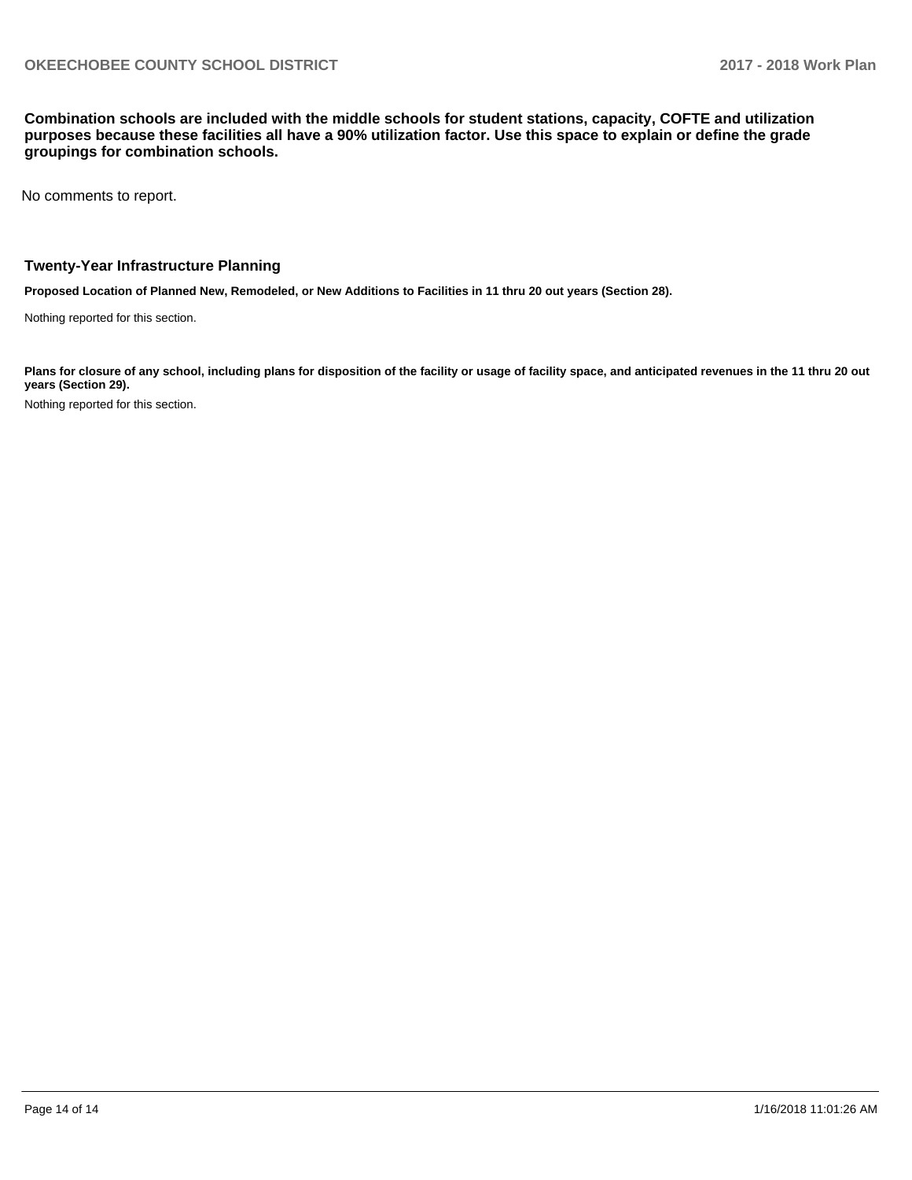**Combination schools are included with the middle schools for student stations, capacity, COFTE and utilization purposes because these facilities all have a 90% utilization factor. Use this space to explain or define the grade groupings for combination schools.**

No comments to report.

## Twenty-Year Infrastructure Planning

**Proposed Location of Planned New, Remodeled, or New Additions to Facilities in 11 thru 20 out years (Section 28).**

Nothing reported for this section.

**Plans for closure of any school, including plans for disposition of the facility or usage of facility space, and anticipated revenues in the 11 thru 20 out years (Section 29).**

Nothing reported for this section.